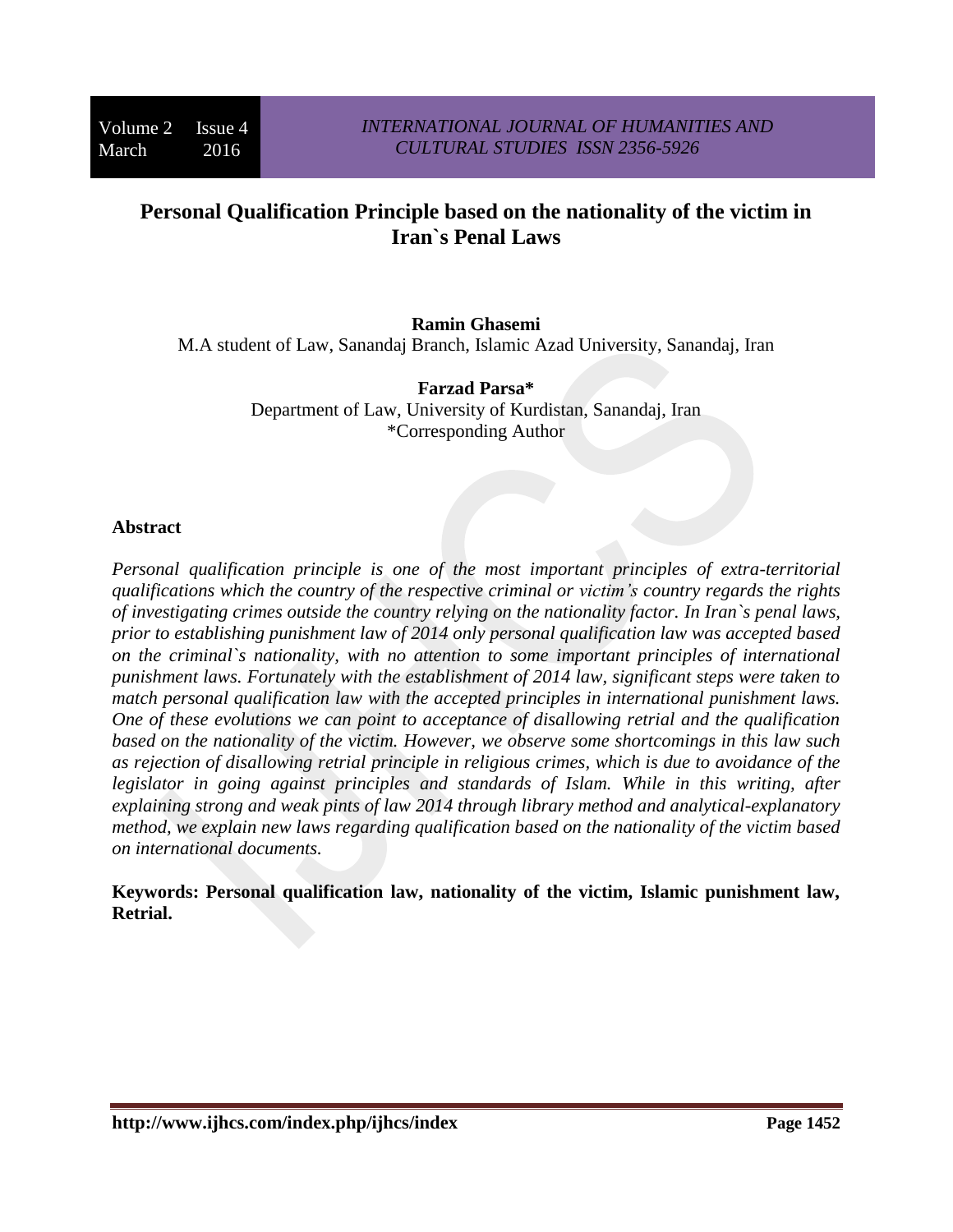# Personal Qualification Principle based on the nationality of the victim in Iran`s Penal Laws

**Ramin Ghasemi**
M.A student of Law, Sanandaj Branch, Islamic Azad University, Sanandaj, Iran

**Farzad Parsa***
Department of Law, University of Kurdistan, Sanandaj, Iran
*Corresponding Author

## Abstract

*Personal qualification principle is one of the most important principles of extra-territorial qualifications which the country of the respective criminal or victim's country regards the rights of investigating crimes outside the country relying on the nationality factor. In Iran`s penal laws, prior to establishing punishment law of 2014 only personal qualification law was accepted based on the criminal`s nationality, with no attention to some important principles of international punishment laws. Fortunately with the establishment of 2014 law, significant steps were taken to match personal qualification law with the accepted principles in international punishment laws. One of these evolutions we can point to acceptance of disallowing retrial and the qualification based on the nationality of the victim. However, we observe some shortcomings in this law such as rejection of disallowing retrial principle in religious crimes, which is due to avoidance of the legislator in going against principles and standards of Islam. While in this writing, after explaining strong and weak pints of law 2014 through library method and analytical-explanatory method, we explain new laws regarding qualification based on the nationality of the victim based on international documents.*

**Keywords: Personal qualification law, nationality of the victim, Islamic punishment law, Retrial.**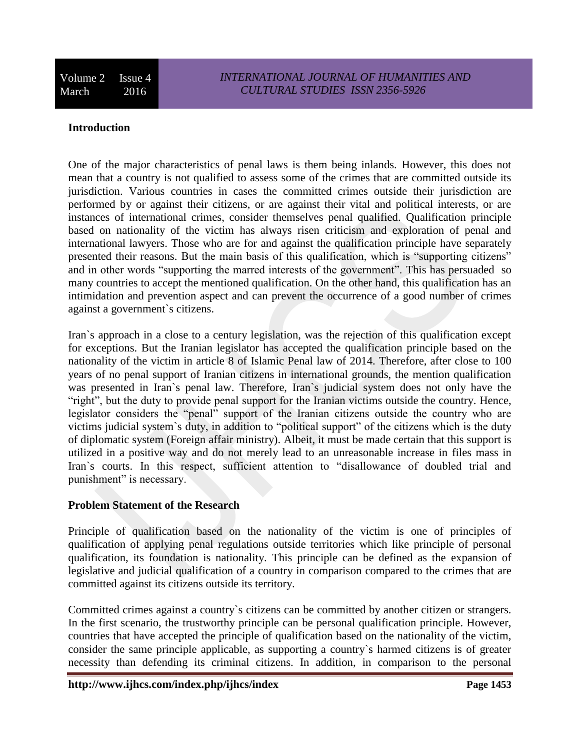## Introduction

One of the major characteristics of penal laws is them being inlands. However, this does not mean that a country is not qualified to assess some of the crimes that are committed outside its jurisdiction. Various countries in cases the committed crimes outside their jurisdiction are performed by or against their citizens, or are against their vital and political interests, or are instances of international crimes, consider themselves penal qualified. Qualification principle based on nationality of the victim has always risen criticism and exploration of penal and international lawyers. Those who are for and against the qualification principle have separately presented their reasons. But the main basis of this qualification, which is "supporting citizens" and in other words "supporting the marred interests of the government". This has persuaded so many countries to accept the mentioned qualification. On the other hand, this qualification has an intimidation and prevention aspect and can prevent the occurrence of a good number of crimes against a government`s citizens.

Iran`s approach in a close to a century legislation, was the rejection of this qualification except for exceptions. But the Iranian legislator has accepted the qualification principle based on the nationality of the victim in article 8 of Islamic Penal law of 2014. Therefore, after close to 100 years of no penal support of Iranian citizens in international grounds, the mention qualification was presented in Iran`s penal law. Therefore, Iran`s judicial system does not only have the "right", but the duty to provide penal support for the Iranian victims outside the country. Hence, legislator considers the "penal" support of the Iranian citizens outside the country who are victims judicial system`s duty, in addition to "political support" of the citizens which is the duty of diplomatic system (Foreign affair ministry). Albeit, it must be made certain that this support is utilized in a positive way and do not merely lead to an unreasonable increase in files mass in Iran`s courts. In this respect, sufficient attention to "disallowance of doubled trial and punishment" is necessary.

## Problem Statement of the Research

Principle of qualification based on the nationality of the victim is one of principles of qualification of applying penal regulations outside territories which like principle of personal qualification, its foundation is nationality. This principle can be defined as the expansion of legislative and judicial qualification of a country in comparison compared to the crimes that are committed against its citizens outside its territory.

Committed crimes against a country`s citizens can be committed by another citizen or strangers. In the first scenario, the trustworthy principle can be personal qualification principle. However, countries that have accepted the principle of qualification based on the nationality of the victim, consider the same principle applicable, as supporting a country`s harmed citizens is of greater necessity than defending its criminal citizens. In addition, in comparison to the personal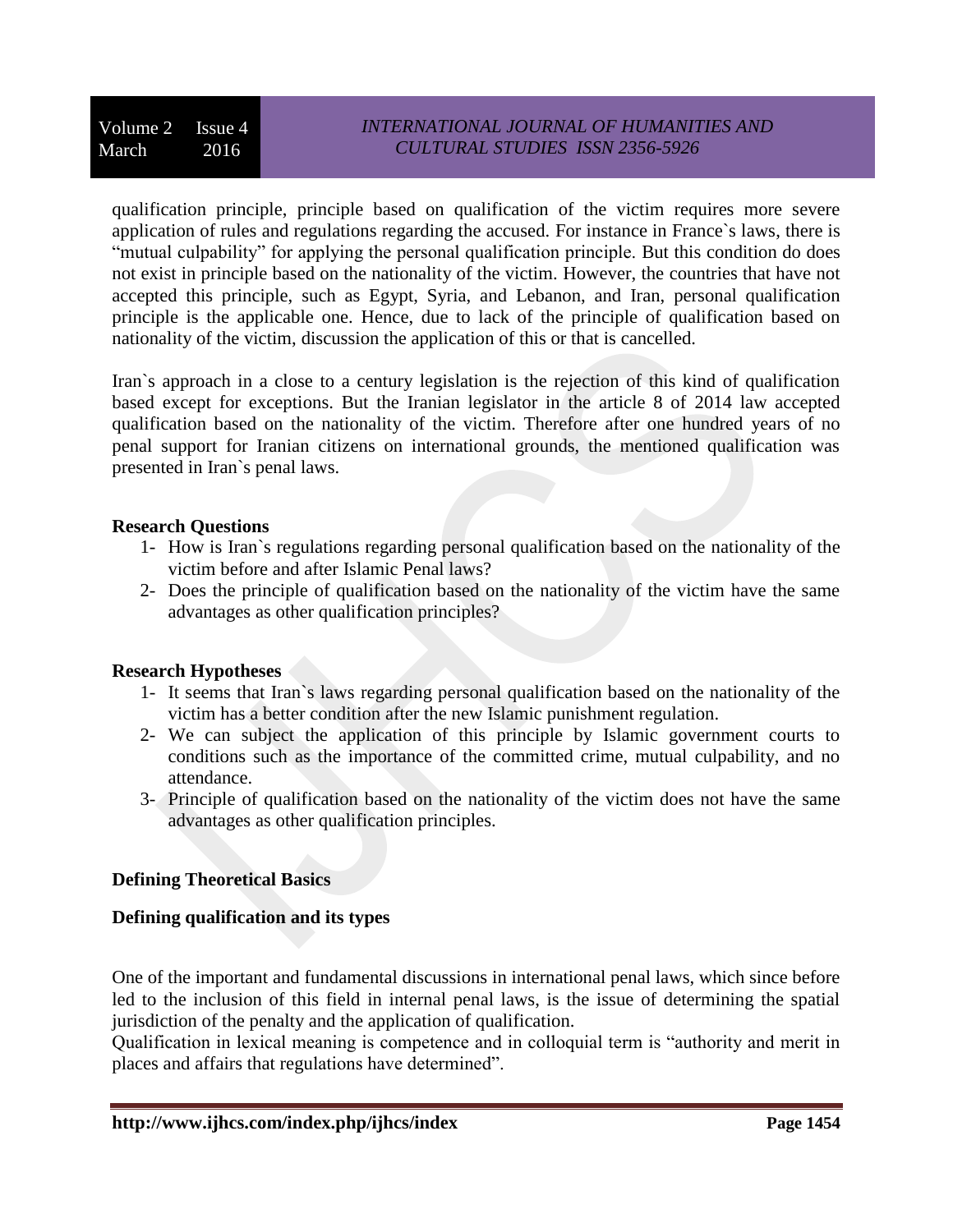qualification principle, principle based on qualification of the victim requires more severe application of rules and regulations regarding the accused. For instance in France`s laws, there is "mutual culpability" for applying the personal qualification principle. But this condition do does not exist in principle based on the nationality of the victim. However, the countries that have not accepted this principle, such as Egypt, Syria, and Lebanon, and Iran, personal qualification principle is the applicable one. Hence, due to lack of the principle of qualification based on nationality of the victim, discussion the application of this or that is cancelled.

Iran`s approach in a close to a century legislation is the rejection of this kind of qualification based except for exceptions. But the Iranian legislator in the article 8 of 2014 law accepted qualification based on the nationality of the victim. Therefore after one hundred years of no penal support for Iranian citizens on international grounds, the mentioned qualification was presented in Iran`s penal laws.

**Research Questions**

1- How is Iran`s regulations regarding personal qualification based on the nationality of the victim before and after Islamic Penal laws?
2- Does the principle of qualification based on the nationality of the victim have the same advantages as other qualification principles?

**Research Hypotheses**

1- It seems that Iran`s laws regarding personal qualification based on the nationality of the victim has a better condition after the new Islamic punishment regulation.
2- We can subject the application of this principle by Islamic government courts to conditions such as the importance of the committed crime, mutual culpability, and no attendance.
3- Principle of qualification based on the nationality of the victim does not have the same advantages as other qualification principles.

**Defining Theoretical Basics**

**Defining qualification and its types**

One of the important and fundamental discussions in international penal laws, which since before led to the inclusion of this field in internal penal laws, is the issue of determining the spatial jurisdiction of the penalty and the application of qualification.
Qualification in lexical meaning is competence and in colloquial term is "authority and merit in places and affairs that regulations have determined".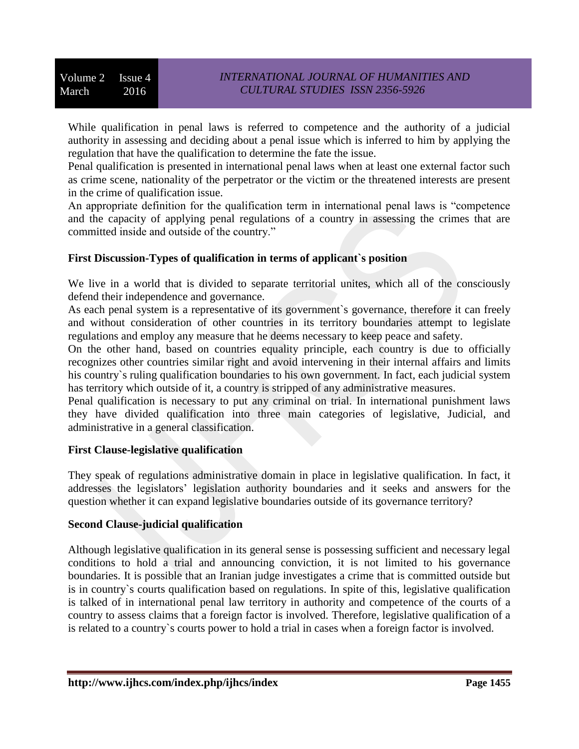While qualification in penal laws is referred to competence and the authority of a judicial authority in assessing and deciding about a penal issue which is inferred to him by applying the regulation that have the qualification to determine the fate the issue.

Penal qualification is presented in international penal laws when at least one external factor such as crime scene, nationality of the perpetrator or the victim or the threatened interests are present in the crime of qualification issue.

An appropriate definition for the qualification term in international penal laws is "competence and the capacity of applying penal regulations of a country in assessing the crimes that are committed inside and outside of the country."

### First Discussion-Types of qualification in terms of applicant`s position

We live in a world that is divided to separate territorial unites, which all of the consciously defend their independence and governance.

As each penal system is a representative of its government`s governance, therefore it can freely and without consideration of other countries in its territory boundaries attempt to legislate regulations and employ any measure that he deems necessary to keep peace and safety.

On the other hand, based on countries equality principle, each country is due to officially recognizes other countries similar right and avoid intervening in their internal affairs and limits his country`s ruling qualification boundaries to his own government. In fact, each judicial system has territory which outside of it, a country is stripped of any administrative measures.

Penal qualification is necessary to put any criminal on trial. In international punishment laws they have divided qualification into three main categories of legislative, Judicial, and administrative in a general classification.

### First Clause-legislative qualification

They speak of regulations administrative domain in place in legislative qualification. In fact, it addresses the legislators' legislation authority boundaries and it seeks and answers for the question whether it can expand legislative boundaries outside of its governance territory?

### Second Clause-judicial qualification

Although legislative qualification in its general sense is possessing sufficient and necessary legal conditions to hold a trial and announcing conviction, it is not limited to his governance boundaries. It is possible that an Iranian judge investigates a crime that is committed outside but is in country`s courts qualification based on regulations. In spite of this, legislative qualification is talked of in international penal law territory in authority and competence of the courts of a country to assess claims that a foreign factor is involved. Therefore, legislative qualification of a is related to a country`s courts power to hold a trial in cases when a foreign factor is involved.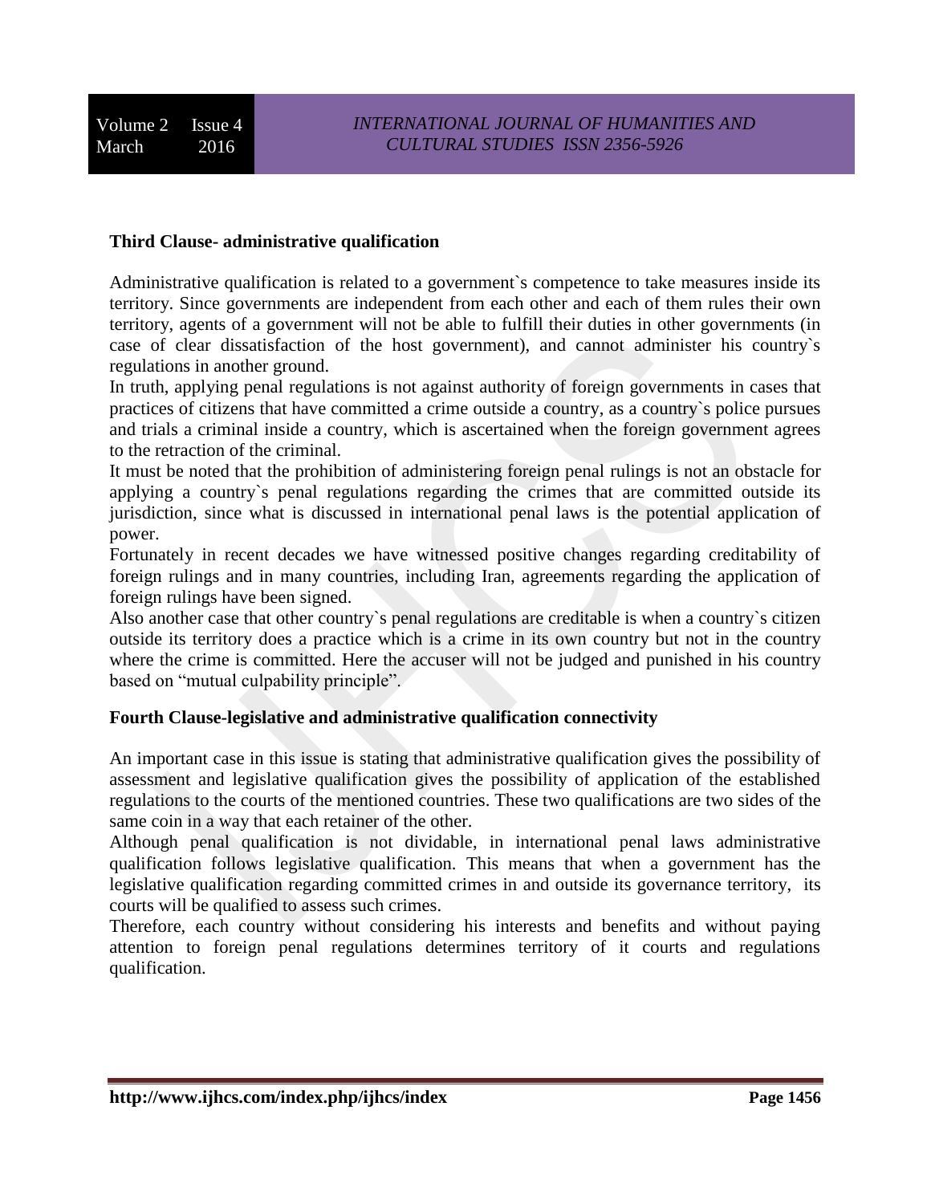**Third Clause- administrative qualification**

Administrative qualification is related to a government`s competence to take measures inside its territory. Since governments are independent from each other and each of them rules their own territory, agents of a government will not be able to fulfill their duties in other governments (in case of clear dissatisfaction of the host government), and cannot administer his country`s regulations in another ground.

In truth, applying penal regulations is not against authority of foreign governments in cases that practices of citizens that have committed a crime outside a country, as a country`s police pursues and trials a criminal inside a country, which is ascertained when the foreign government agrees to the retraction of the criminal.

It must be noted that the prohibition of administering foreign penal rulings is not an obstacle for applying a country`s penal regulations regarding the crimes that are committed outside its jurisdiction, since what is discussed in international penal laws is the potential application of power.

Fortunately in recent decades we have witnessed positive changes regarding creditability of foreign rulings and in many countries, including Iran, agreements regarding the application of foreign rulings have been signed.

Also another case that other country`s penal regulations are creditable is when a country`s citizen outside its territory does a practice which is a crime in its own country but not in the country where the crime is committed. Here the accuser will not be judged and punished in his country based on "mutual culpability principle".

**Fourth Clause-legislative and administrative qualification connectivity**

An important case in this issue is stating that administrative qualification gives the possibility of assessment and legislative qualification gives the possibility of application of the established regulations to the courts of the mentioned countries. These two qualifications are two sides of the same coin in a way that each retainer of the other.

Although penal qualification is not dividable, in international penal laws administrative qualification follows legislative qualification. This means that when a government has the legislative qualification regarding committed crimes in and outside its governance territory, its courts will be qualified to assess such crimes.

Therefore, each country without considering his interests and benefits and without paying attention to foreign penal regulations determines territory of it courts and regulations qualification.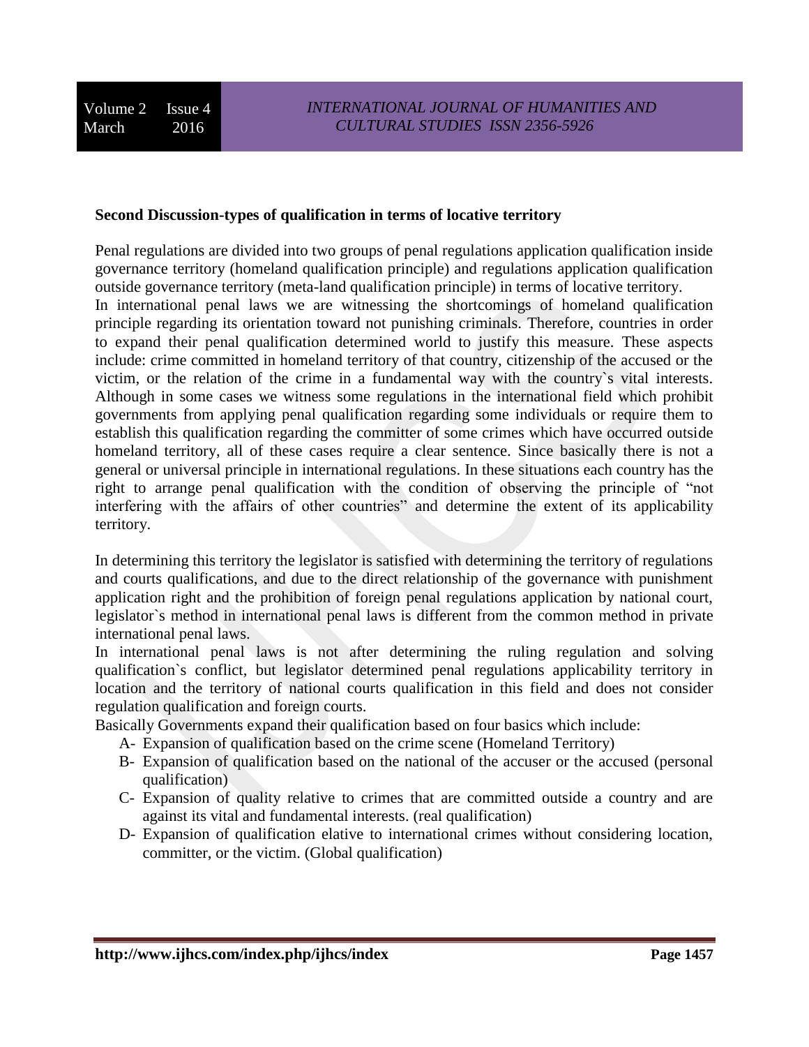**Second Discussion-types of qualification in terms of locative territory**

Penal regulations are divided into two groups of penal regulations application qualification inside governance territory (homeland qualification principle) and regulations application qualification outside governance territory (meta-land qualification principle) in terms of locative territory.

In international penal laws we are witnessing the shortcomings of homeland qualification principle regarding its orientation toward not punishing criminals. Therefore, countries in order to expand their penal qualification determined world to justify this measure. These aspects include: crime committed in homeland territory of that country, citizenship of the accused or the victim, or the relation of the crime in a fundamental way with the country`s vital interests. Although in some cases we witness some regulations in the international field which prohibit governments from applying penal qualification regarding some individuals or require them to establish this qualification regarding the committer of some crimes which have occurred outside homeland territory, all of these cases require a clear sentence. Since basically there is not a general or universal principle in international regulations. In these situations each country has the right to arrange penal qualification with the condition of observing the principle of "not interfering with the affairs of other countries" and determine the extent of its applicability territory.

In determining this territory the legislator is satisfied with determining the territory of regulations and courts qualifications, and due to the direct relationship of the governance with punishment application right and the prohibition of foreign penal regulations application by national court, legislator`s method in international penal laws is different from the common method in private international penal laws.

In international penal laws is not after determining the ruling regulation and solving qualification`s conflict, but legislator determined penal regulations applicability territory in location and the territory of national courts qualification in this field and does not consider regulation qualification and foreign courts.

Basically Governments expand their qualification based on four basics which include:

A- Expansion of qualification based on the crime scene (Homeland Territory)

B- Expansion of qualification based on the national of the accuser or the accused (personal qualification)

C- Expansion of quality relative to crimes that are committed outside a country and are against its vital and fundamental interests. (real qualification)

D- Expansion of qualification elative to international crimes without considering location, committer, or the victim. (Global qualification)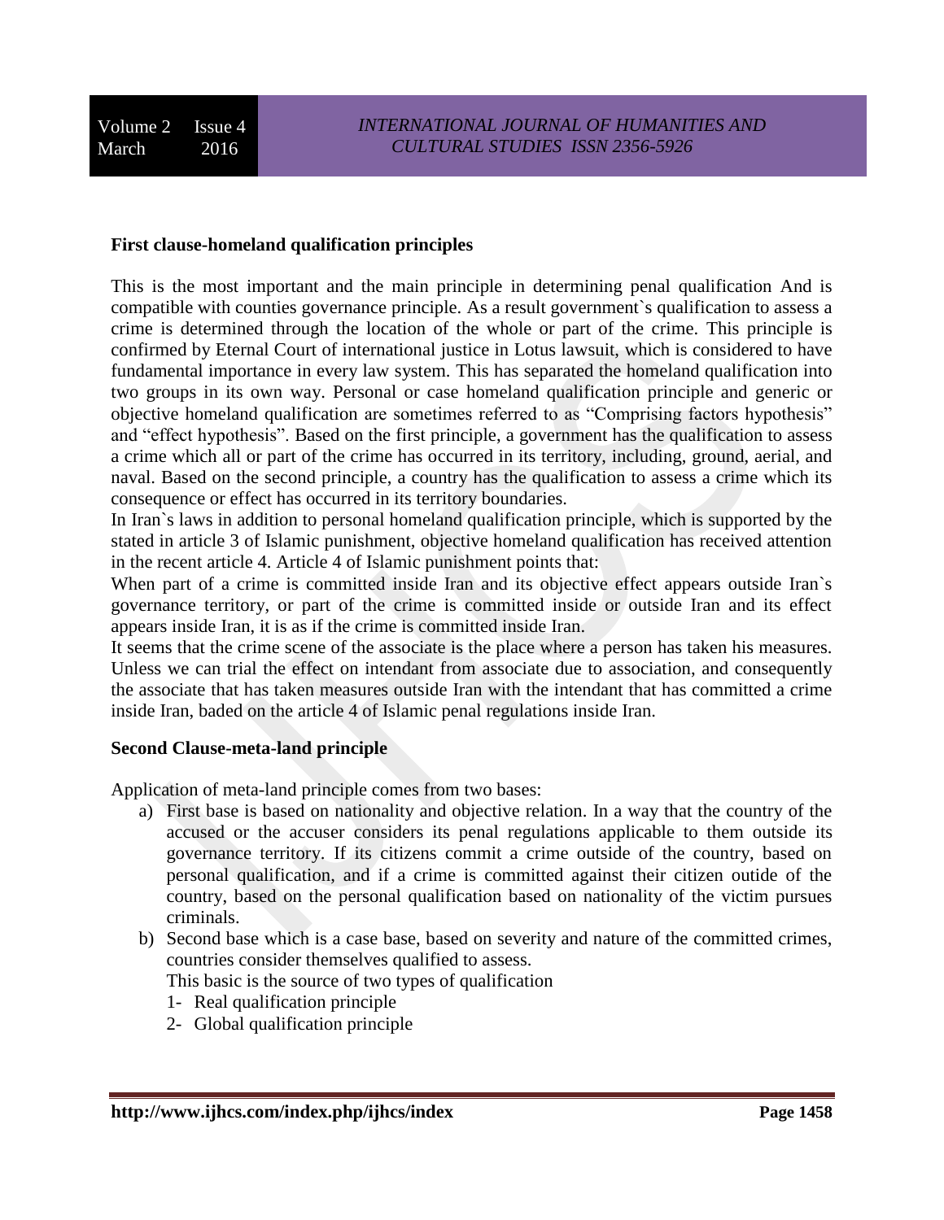**First clause-homeland qualification principles**

This is the most important and the main principle in determining penal qualification And is compatible with counties governance principle. As a result government`s qualification to assess a crime is determined through the location of the whole or part of the crime. This principle is confirmed by Eternal Court of international justice in Lotus lawsuit, which is considered to have fundamental importance in every law system. This has separated the homeland qualification into two groups in its own way. Personal or case homeland qualification principle and generic or objective homeland qualification are sometimes referred to as "Comprising factors hypothesis" and "effect hypothesis". Based on the first principle, a government has the qualification to assess a crime which all or part of the crime has occurred in its territory, including, ground, aerial, and naval. Based on the second principle, a country has the qualification to assess a crime which its consequence or effect has occurred in its territory boundaries.

In Iran`s laws in addition to personal homeland qualification principle, which is supported by the stated in article 3 of Islamic punishment, objective homeland qualification has received attention in the recent article 4. Article 4 of Islamic punishment points that:

When part of a crime is committed inside Iran and its objective effect appears outside Iran`s governance territory, or part of the crime is committed inside or outside Iran and its effect appears inside Iran, it is as if the crime is committed inside Iran.

It seems that the crime scene of the associate is the place where a person has taken his measures. Unless we can trial the effect on intendant from associate due to association, and consequently the associate that has taken measures outside Iran with the intendant that has committed a crime inside Iran, baded on the article 4 of Islamic penal regulations inside Iran.

**Second Clause-meta-land principle**

Application of meta-land principle comes from two bases:

a) First base is based on nationality and objective relation. In a way that the country of the accused or the accuser considers its penal regulations applicable to them outside its governance territory. If its citizens commit a crime outside of the country, based on personal qualification, and if a crime is committed against their citizen outide of the country, based on the personal qualification based on nationality of the victim pursues criminals.
b) Second base which is a case base, based on severity and nature of the committed crimes, countries consider themselves qualified to assess.

   This basic is the source of two types of qualification

   1- Real qualification principle
   2- Global qualification principle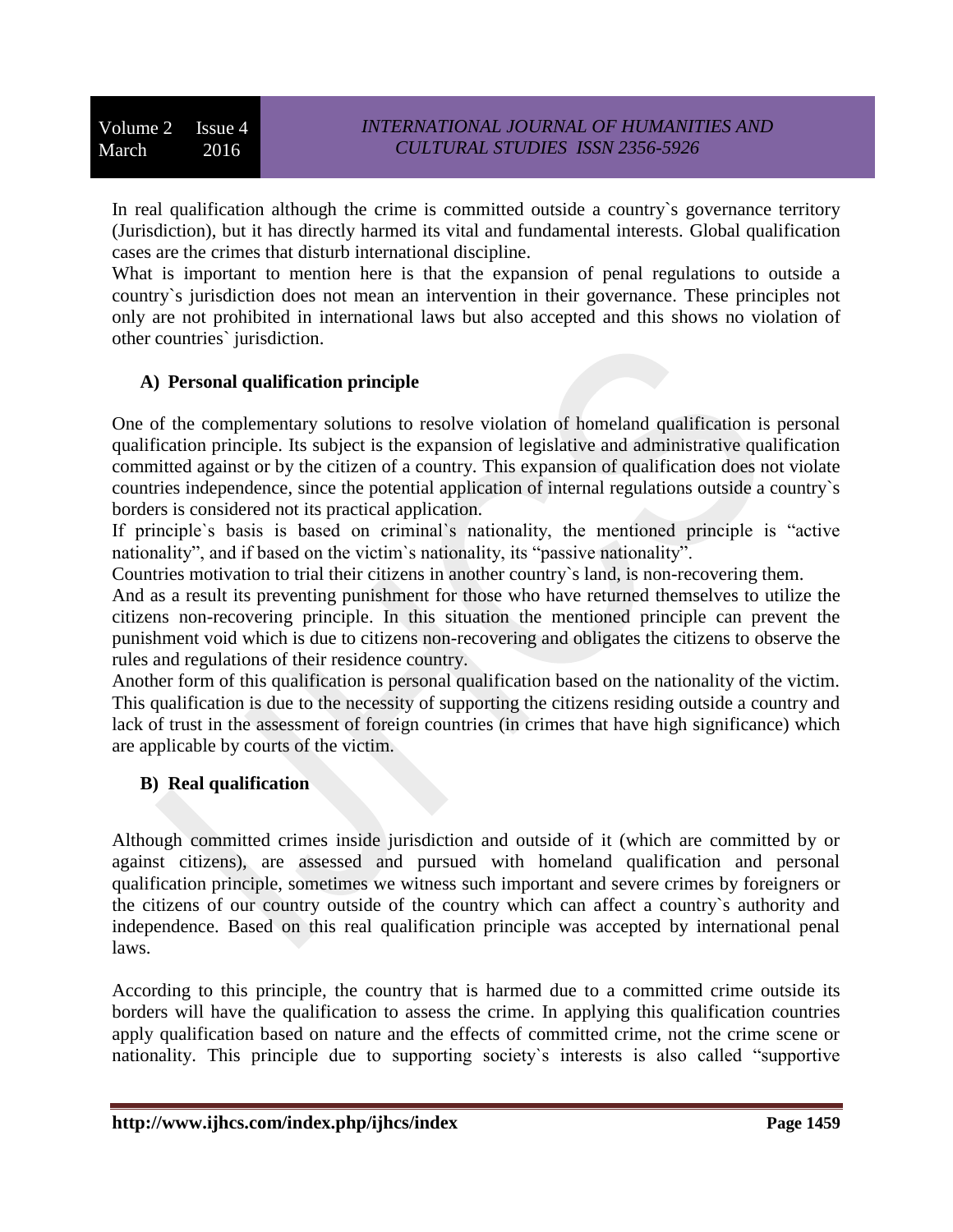In real qualification although the crime is committed outside a country`s governance territory (Jurisdiction), but it has directly harmed its vital and fundamental interests. Global qualification cases are the crimes that disturb international discipline.

What is important to mention here is that the expansion of penal regulations to outside a country`s jurisdiction does not mean an intervention in their governance. These principles not only are not prohibited in international laws but also accepted and this shows no violation of other countries` jurisdiction.

### A) Personal qualification principle

One of the complementary solutions to resolve violation of homeland qualification is personal qualification principle. Its subject is the expansion of legislative and administrative qualification committed against or by the citizen of a country. This expansion of qualification does not violate countries independence, since the potential application of internal regulations outside a country`s borders is considered not its practical application.

If principle`s basis is based on criminal`s nationality, the mentioned principle is "active nationality", and if based on the victim`s nationality, its "passive nationality".

Countries motivation to trial their citizens in another country`s land, is non-recovering them.

And as a result its preventing punishment for those who have returned themselves to utilize the citizens non-recovering principle. In this situation the mentioned principle can prevent the punishment void which is due to citizens non-recovering and obligates the citizens to observe the rules and regulations of their residence country.

Another form of this qualification is personal qualification based on the nationality of the victim. This qualification is due to the necessity of supporting the citizens residing outside a country and lack of trust in the assessment of foreign countries (in crimes that have high significance) which are applicable by courts of the victim.

### B) Real qualification

Although committed crimes inside jurisdiction and outside of it (which are committed by or against citizens), are assessed and pursued with homeland qualification and personal qualification principle, sometimes we witness such important and severe crimes by foreigners or the citizens of our country outside of the country which can affect a country`s authority and independence. Based on this real qualification principle was accepted by international penal laws.

According to this principle, the country that is harmed due to a committed crime outside its borders will have the qualification to assess the crime. In applying this qualification countries apply qualification based on nature and the effects of committed crime, not the crime scene or nationality. This principle due to supporting society`s interests is also called "supportive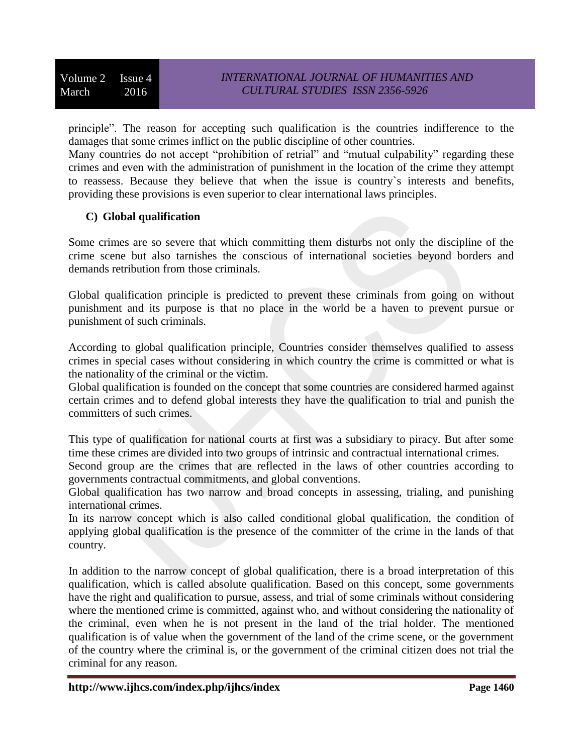principle". The reason for accepting such qualification is the countries indifference to the damages that some crimes inflict on the public discipline of other countries.

Many countries do not accept "prohibition of retrial" and "mutual culpability" regarding these crimes and even with the administration of punishment in the location of the crime they attempt to reassess. Because they believe that when the issue is country`s interests and benefits, providing these provisions is even superior to clear international laws principles.

### C) Global qualification

Some crimes are so severe that which committing them disturbs not only the discipline of the crime scene but also tarnishes the conscious of international societies beyond borders and demands retribution from those criminals.

Global qualification principle is predicted to prevent these criminals from going on without punishment and its purpose is that no place in the world be a haven to prevent pursue or punishment of such criminals.

According to global qualification principle, Countries consider themselves qualified to assess crimes in special cases without considering in which country the crime is committed or what is the nationality of the criminal or the victim.

Global qualification is founded on the concept that some countries are considered harmed against certain crimes and to defend global interests they have the qualification to trial and punish the committers of such crimes.

This type of qualification for national courts at first was a subsidiary to piracy. But after some time these crimes are divided into two groups of intrinsic and contractual international crimes.

Second group are the crimes that are reflected in the laws of other countries according to governments contractual commitments, and global conventions.

Global qualification has two narrow and broad concepts in assessing, trialing, and punishing international crimes.

In its narrow concept which is also called conditional global qualification, the condition of applying global qualification is the presence of the committer of the crime in the lands of that country.

In addition to the narrow concept of global qualification, there is a broad interpretation of this qualification, which is called absolute qualification. Based on this concept, some governments have the right and qualification to pursue, assess, and trial of some criminals without considering where the mentioned crime is committed, against who, and without considering the nationality of the criminal, even when he is not present in the land of the trial holder. The mentioned qualification is of value when the government of the land of the crime scene, or the government of the country where the criminal is, or the government of the criminal citizen does not trial the criminal for any reason.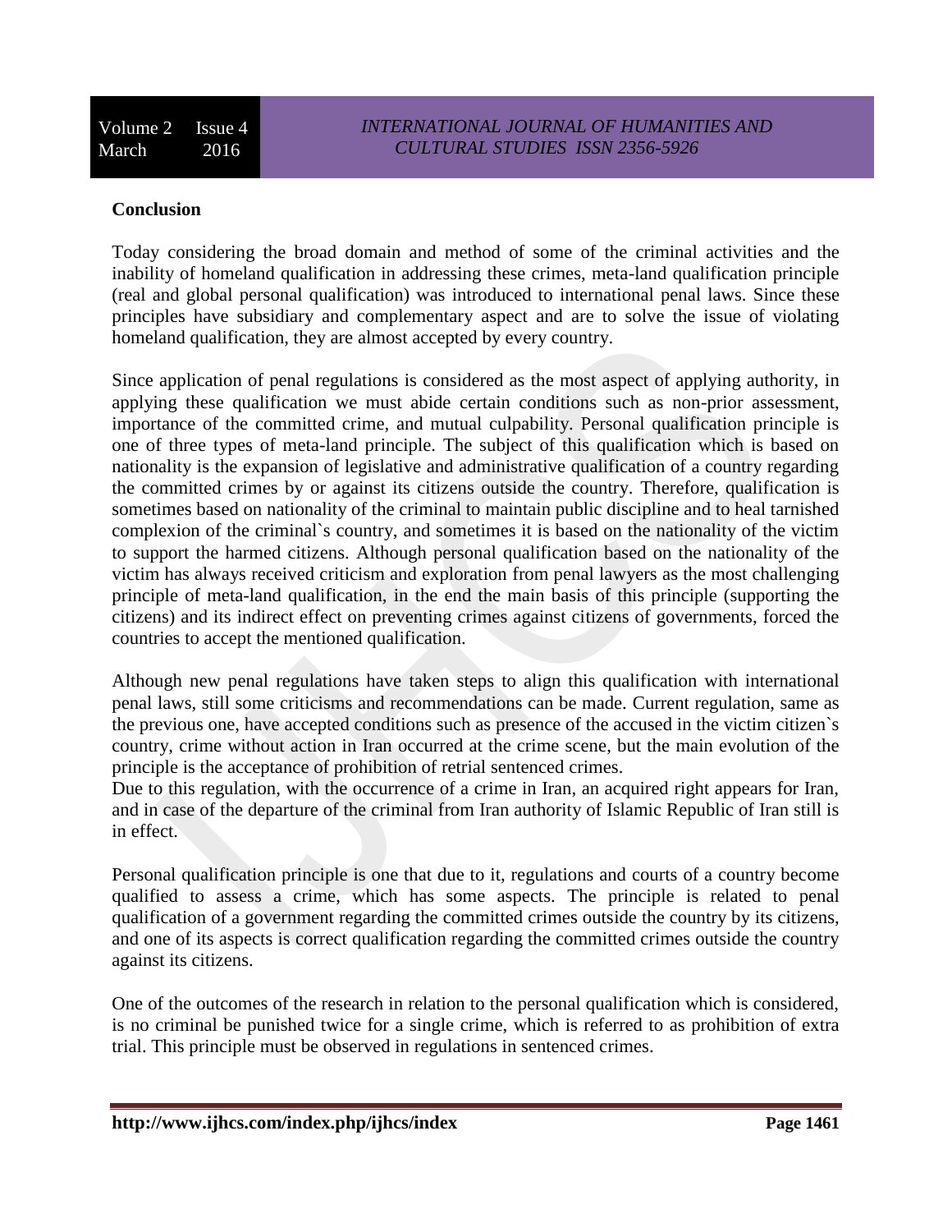**Conclusion**

Today considering the broad domain and method of some of the criminal activities and the inability of homeland qualification in addressing these crimes, meta-land qualification principle (real and global personal qualification) was introduced to international penal laws. Since these principles have subsidiary and complementary aspect and are to solve the issue of violating homeland qualification, they are almost accepted by every country.

Since application of penal regulations is considered as the most aspect of applying authority, in applying these qualification we must abide certain conditions such as non-prior assessment, importance of the committed crime, and mutual culpability. Personal qualification principle is one of three types of meta-land principle. The subject of this qualification which is based on nationality is the expansion of legislative and administrative qualification of a country regarding the committed crimes by or against its citizens outside the country. Therefore, qualification is sometimes based on nationality of the criminal to maintain public discipline and to heal tarnished complexion of the criminal`s country, and sometimes it is based on the nationality of the victim to support the harmed citizens. Although personal qualification based on the nationality of the victim has always received criticism and exploration from penal lawyers as the most challenging principle of meta-land qualification, in the end the main basis of this principle (supporting the citizens) and its indirect effect on preventing crimes against citizens of governments, forced the countries to accept the mentioned qualification.

Although new penal regulations have taken steps to align this qualification with international penal laws, still some criticisms and recommendations can be made. Current regulation, same as the previous one, have accepted conditions such as presence of the accused in the victim citizen`s country, crime without action in Iran occurred at the crime scene, but the main evolution of the principle is the acceptance of prohibition of retrial sentenced crimes.
Due to this regulation, with the occurrence of a crime in Iran, an acquired right appears for Iran, and in case of the departure of the criminal from Iran authority of Islamic Republic of Iran still is in effect.

Personal qualification principle is one that due to it, regulations and courts of a country become qualified to assess a crime, which has some aspects. The principle is related to penal qualification of a government regarding the committed crimes outside the country by its citizens, and one of its aspects is correct qualification regarding the committed crimes outside the country against its citizens.

One of the outcomes of the research in relation to the personal qualification which is considered, is no criminal be punished twice for a single crime, which is referred to as prohibition of extra trial. This principle must be observed in regulations in sentenced crimes.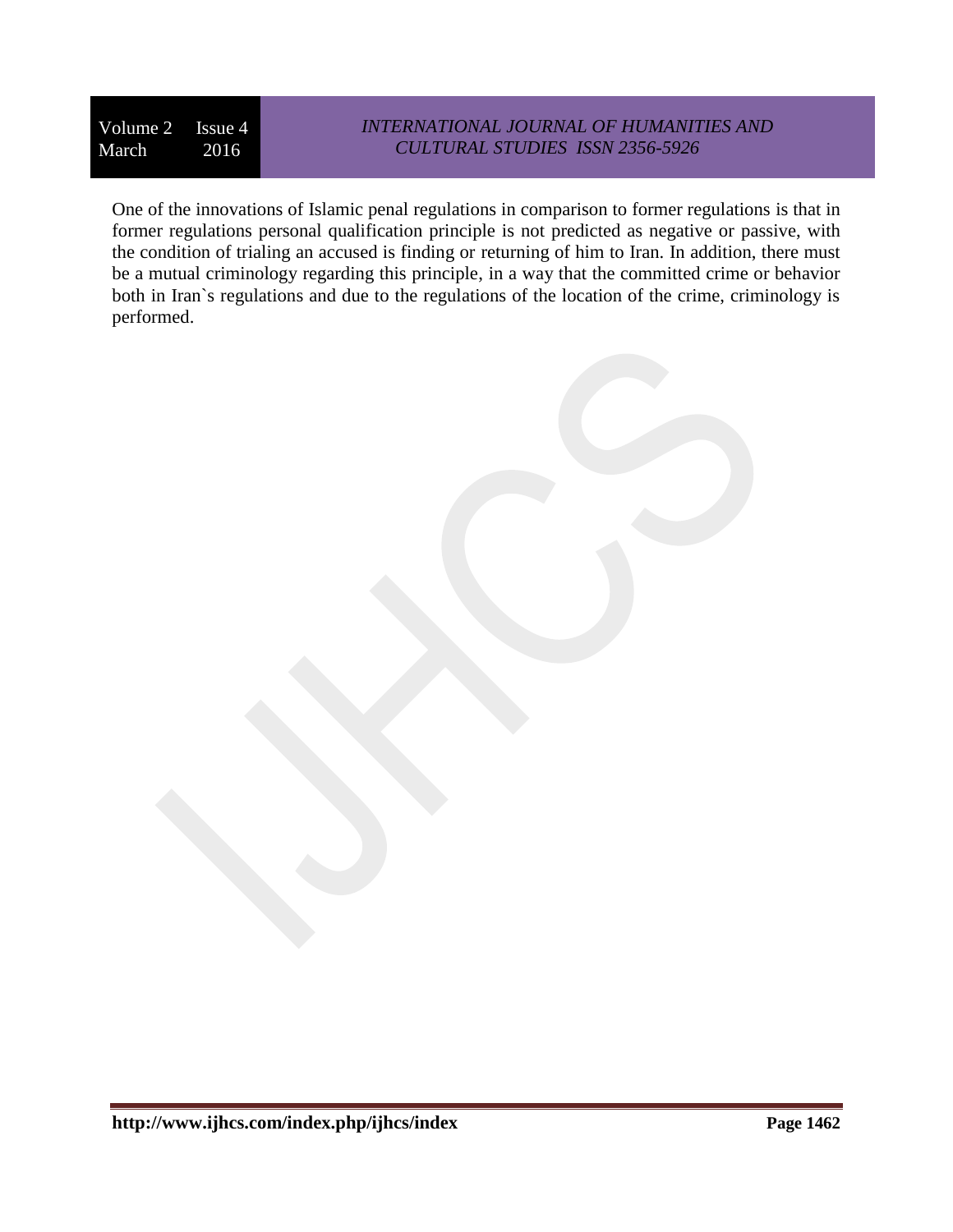One of the innovations of Islamic penal regulations in comparison to former regulations is that in former regulations personal qualification principle is not predicted as negative or passive, with the condition of trialing an accused is finding or returning of him to Iran. In addition, there must be a mutual criminology regarding this principle, in a way that the committed crime or behavior both in Iran`s regulations and due to the regulations of the location of the crime, criminology is performed.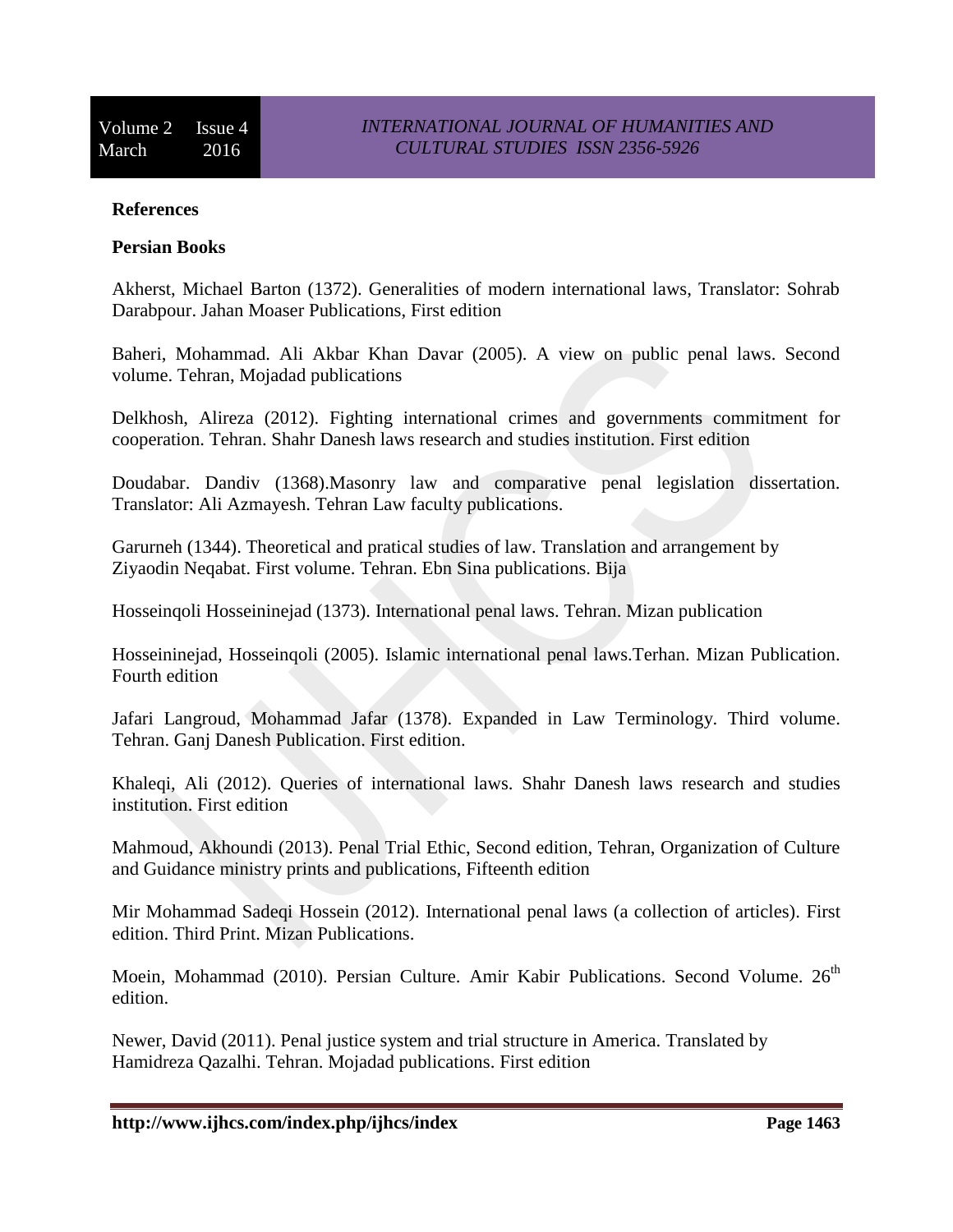**References**

**Persian Books**

Akherst, Michael Barton (1372). Generalities of modern international laws, Translator: Sohrab Darabpour. Jahan Moaser Publications, First edition

Baheri, Mohammad. Ali Akbar Khan Davar (2005). A view on public penal laws. Second volume. Tehran, Mojadad publications

Delkhosh, Alireza (2012). Fighting international crimes and governments commitment for cooperation. Tehran. Shahr Danesh laws research and studies institution. First edition

Doudabar. Dandiv (1368).Masonry law and comparative penal legislation dissertation. Translator: Ali Azmayesh. Tehran Law faculty publications.

Garurneh (1344). Theoretical and pratical studies of law. Translation and arrangement by Ziyaodin Neqabat. First volume. Tehran. Ebn Sina publications. Bija

Hosseinqoli Hosseininejad (1373). International penal laws. Tehran. Mizan publication

Hosseininejad, Hosseinqoli (2005). Islamic international penal laws.Terhan. Mizan Publication. Fourth edition

Jafari Langroud, Mohammad Jafar (1378). Expanded in Law Terminology. Third volume. Tehran. Ganj Danesh Publication. First edition.

Khaleqi, Ali (2012). Queries of international laws. Shahr Danesh laws research and studies institution. First edition

Mahmoud, Akhoundi (2013). Penal Trial Ethic, Second edition, Tehran, Organization of Culture and Guidance ministry prints and publications, Fifteenth edition

Mir Mohammad Sadeqi Hossein (2012). International penal laws (a collection of articles). First edition. Third Print. Mizan Publications.

Moein, Mohammad (2010). Persian Culture. Amir Kabir Publications. Second Volume. 26th edition.

Newer, David (2011). Penal justice system and trial structure in America. Translated by Hamidreza Qazalhi. Tehran. Mojadad publications. First edition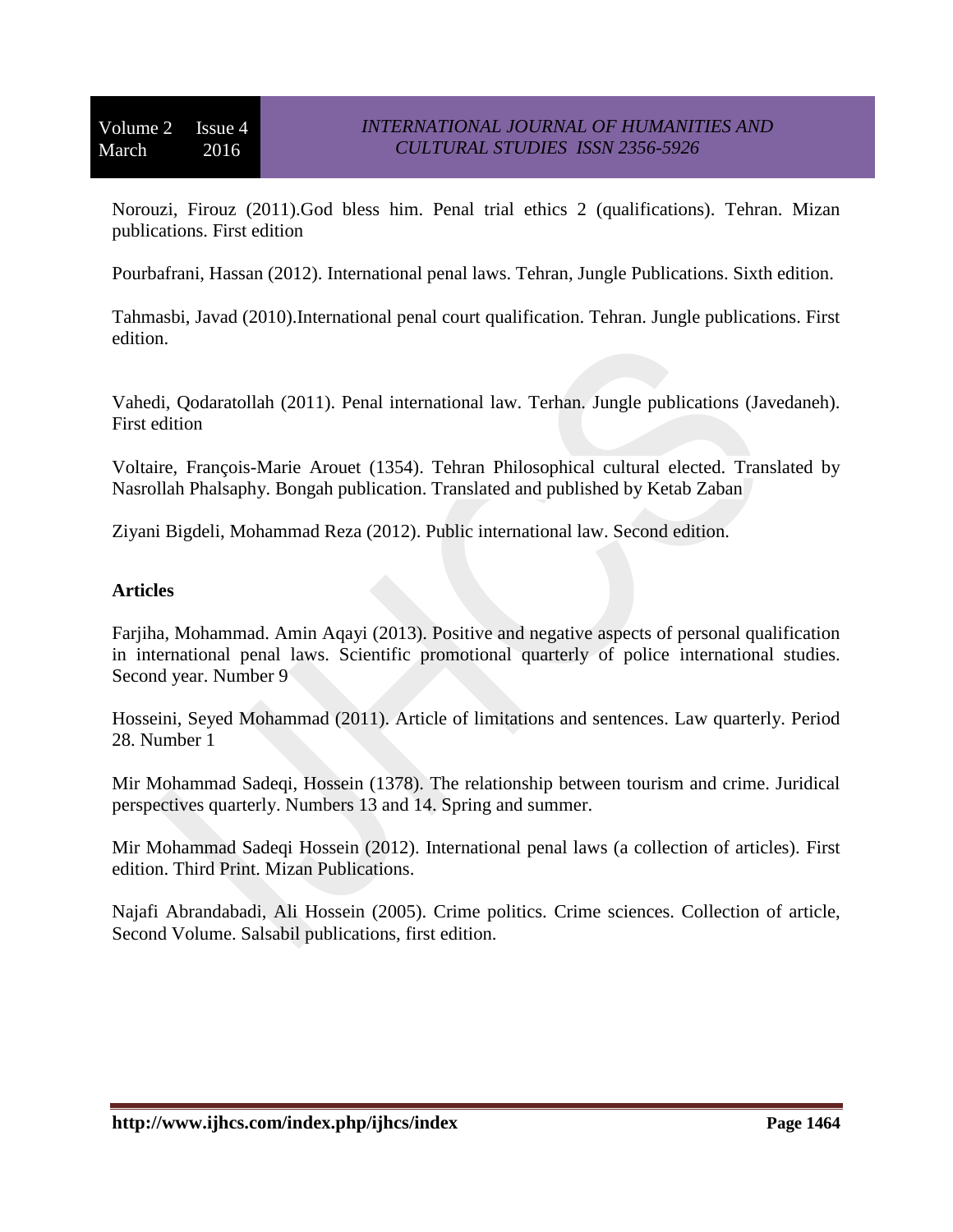Norouzi, Firouz (2011).God bless him. Penal trial ethics 2 (qualifications). Tehran. Mizan publications. First edition

Pourbafrani, Hassan (2012). International penal laws. Tehran, Jungle Publications. Sixth edition.

Tahmasbi, Javad (2010).International penal court qualification. Tehran. Jungle publications. First edition.

Vahedi, Qodaratollah (2011). Penal international law. Terhan. Jungle publications (Javedaneh). First edition

Voltaire, François-Marie Arouet (1354). Tehran Philosophical cultural elected. Translated by Nasrollah Phalsaphy. Bongah publication. Translated and published by Ketab Zaban

Ziyani Bigdeli, Mohammad Reza (2012). Public international law. Second edition.

**Articles**

Farjiha, Mohammad. Amin Aqayi (2013). Positive and negative aspects of personal qualification in international penal laws. Scientific promotional quarterly of police international studies. Second year. Number 9

Hosseini, Seyed Mohammad (2011). Article of limitations and sentences. Law quarterly. Period 28. Number 1

Mir Mohammad Sadeqi, Hossein (1378). The relationship between tourism and crime. Juridical perspectives quarterly. Numbers 13 and 14. Spring and summer.

Mir Mohammad Sadeqi Hossein (2012). International penal laws (a collection of articles). First edition. Third Print. Mizan Publications.

Najafi Abrandabadi, Ali Hossein (2005). Crime politics. Crime sciences. Collection of article, Second Volume. Salsabil publications, first edition.